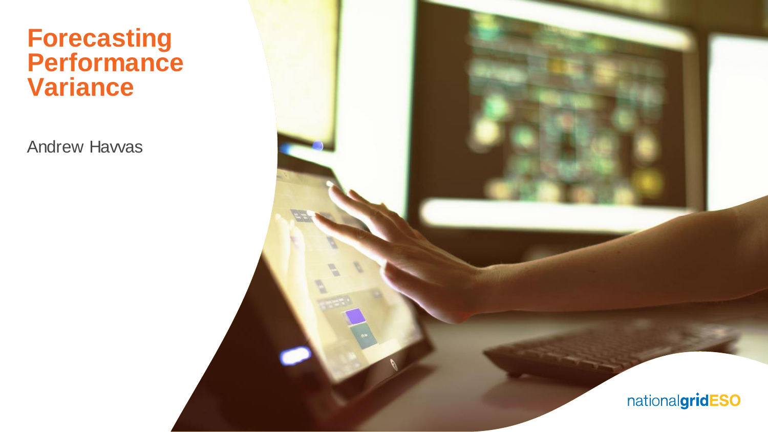# Forecasting Performance Variance

Andrew Havvas

nationalgridESO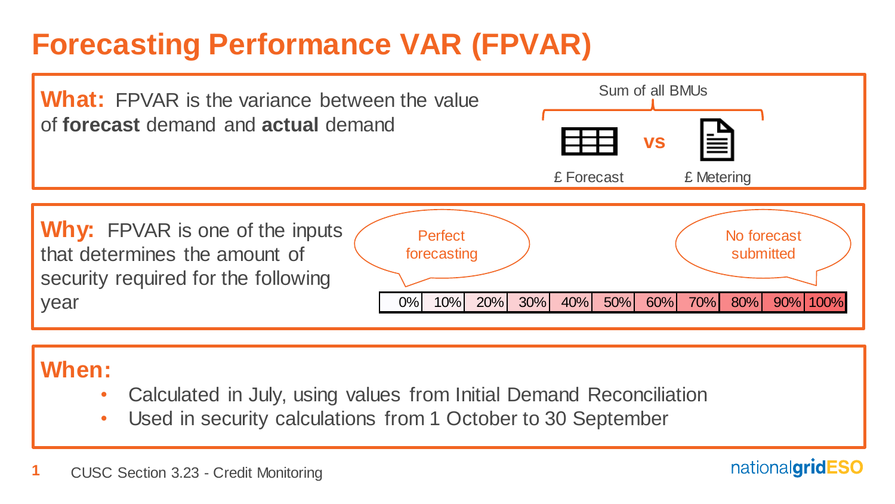# Forecasting Performance VAR (FPVAR)

**What:** FPVAR is the variance between the value of **forecast** demand and **actual** demand

Sum of all BMUs

£ Forecast **vs** £ Metering

**Why:** FPVAR is one of the inputs that determines the amount of security required for the following year

Perfect forecasting

No forecast submitted

| 0% | 10% | 20% | 30% | 40% | 50% | 60% | 70% | 80% | 90% | 100% |
|---|---|---|---|---|---|---|---|---|---|---|

**When:**

- Calculated in July, using values from Initial Demand Reconciliation
- Used in security calculations from 1 October to 30 September

CUSC Section 3.23 - Credit Monitoring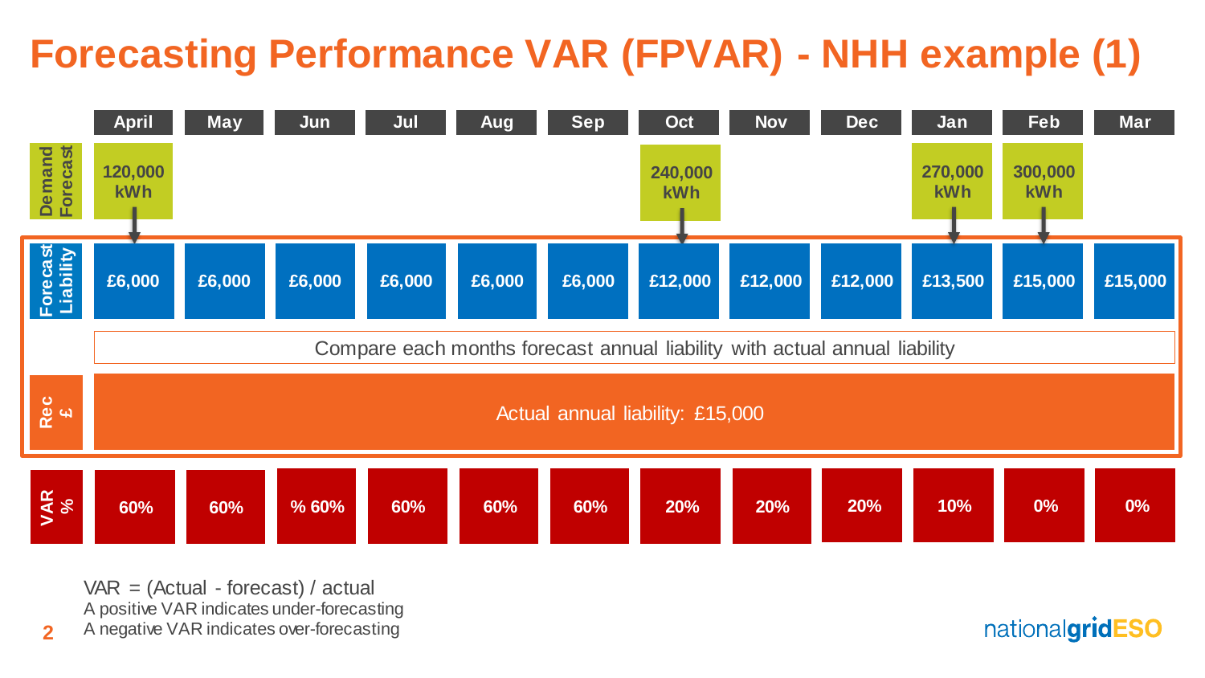# Forecasting Performance VAR (FPVAR) - NHH example (1)

| | April | May | Jun | Jul | Aug | Sep | Oct | Nov | Dec | Jan | Feb | Mar |
|---|---|---|---|---|---|---|---|---|---|---|---|---|
| Demand Forecast | 120,000 kWh | | | | | | 240,000 kWh | | | 270,000 kWh | 300,000 kWh | |
| Forecast Liability | £6,000 | £6,000 | £6,000 | £6,000 | £6,000 | £6,000 | £12,000 | £12,000 | £12,000 | £13,500 | £15,000 | £15,000 |
| Rec £ | Actual annual liability: £15,000 | | | | | | | | | | | |
| VAR % | 60% | 60% | % 60% | 60% | 60% | 60% | 20% | 20% | 20% | 10% | 0% | 0% |

Compare each months forecast annual liability with actual annual liability

VAR = (Actual - forecast) / actual

A positive VAR indicates under-forecasting

A negative VAR indicates over-forecasting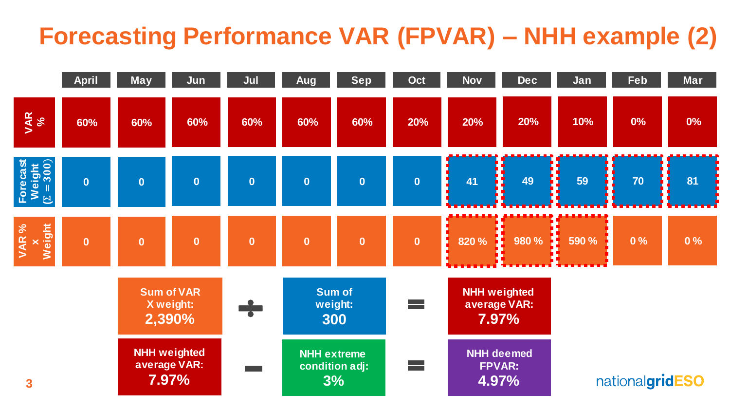# Forecasting Performance VAR (FPVAR) – NHH example (2)

| | April | May | Jun | Jul | Aug | Sep | Oct | Nov | Dec | Jan | Feb | Mar |
|---|---|---|---|---|---|---|---|---|---|---|---|---|
| VAR % | 60% | 60% | 60% | 60% | 60% | 60% | 20% | 20% | 20% | 10% | 0% | 0% |
| Forecast Weight ($\Sigma = 300$) | 0 | 0 | 0 | 0 | 0 | 0 | 0 | 41 | 49 | 59 | 70 | 81 |
| VAR % x Weight | 0 | 0 | 0 | 0 | 0 | 0 | 0 | 820 % | 980 % | 590 % | 0 % | 0 % |

**Sum of VAR X weight: 2,390%** ÷ **Sum of weight: 300** = **NHH weighted average VAR: 7.97%**

**NHH weighted average VAR: 7.97%** − **NHH extreme condition adj: 3%** = **NHH deemed FPVAR: 4.97%**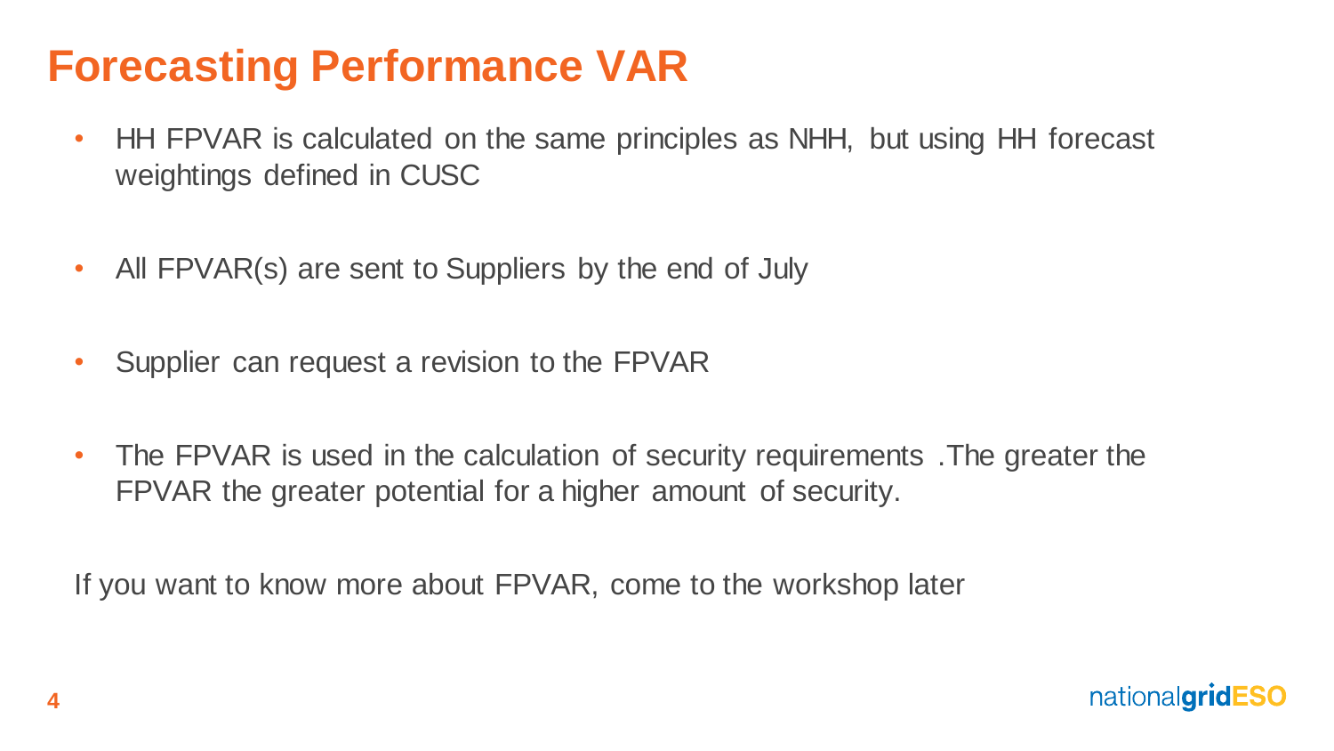# Forecasting Performance VAR

- HH FPVAR is calculated on the same principles as NHH, but using HH forecast weightings defined in CUSC
- All FPVAR(s) are sent to Suppliers by the end of July
- Supplier can request a revision to the FPVAR
- The FPVAR is used in the calculation of security requirements .The greater the FPVAR the greater potential for a higher amount of security.

If you want to know more about FPVAR, come to the workshop later